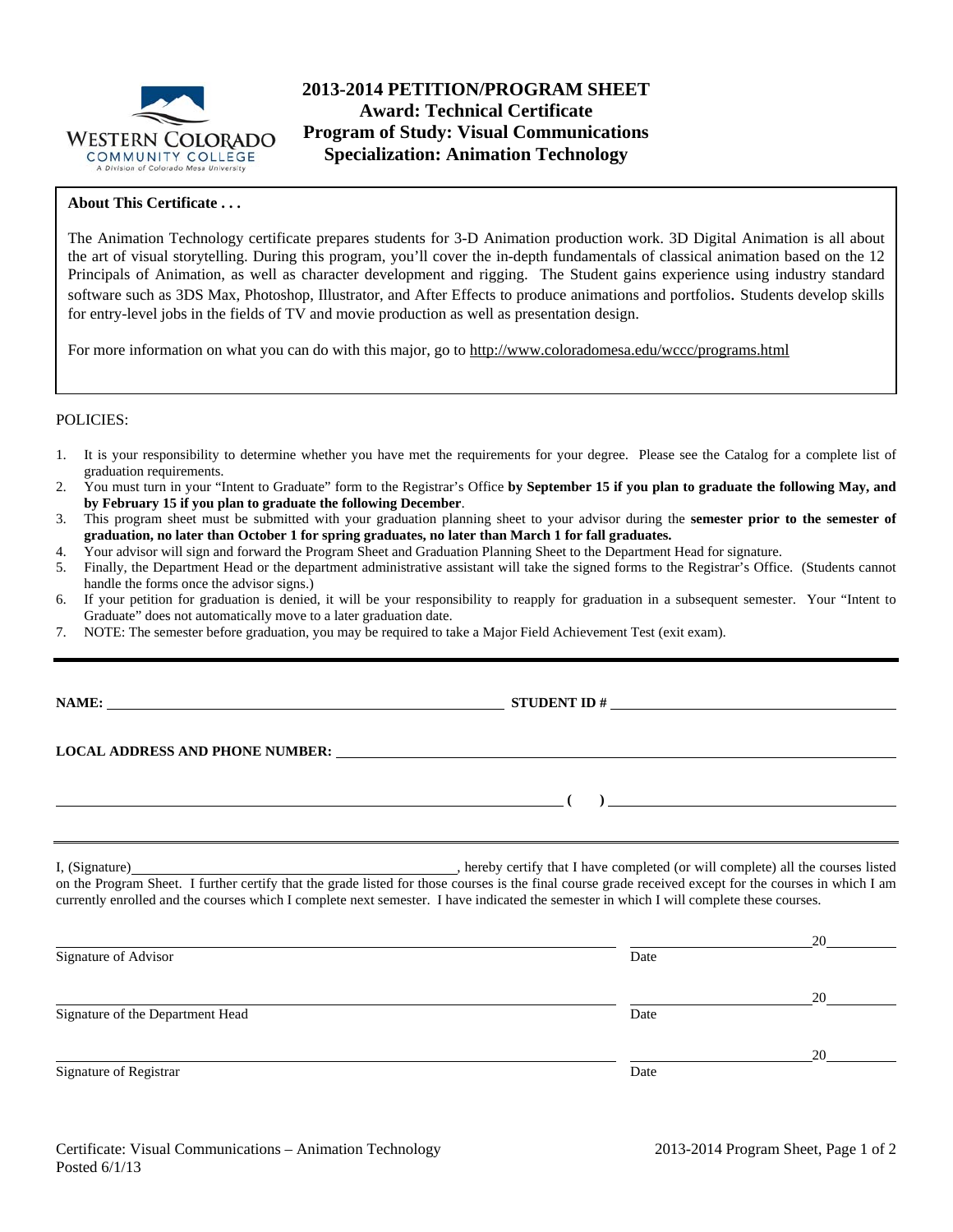WESTERN COLORADO COMMUNITY COLLEGE
A Division of Colorado Mesa University

# 2013-2014 PETITION/PROGRAM SHEET
## Award: Technical Certificate
## Program of Study: Visual Communications
## Specialization: Animation Technology

**About This Certificate . . .**

The Animation Technology certificate prepares students for 3-D Animation production work. 3D Digital Animation is all about the art of visual storytelling. During this program, you'll cover the in-depth fundamentals of classical animation based on the 12 Principals of Animation, as well as character development and rigging. The Student gains experience using industry standard software such as 3DS Max, Photoshop, Illustrator, and After Effects to produce animations and portfolios. Students develop skills for entry-level jobs in the fields of TV and movie production as well as presentation design.

For more information on what you can do with this major, go to http://www.coloradomesa.edu/wccc/programs.html

POLICIES:

1. It is your responsibility to determine whether you have met the requirements for your degree. Please see the Catalog for a complete list of graduation requirements.
2. You must turn in your "Intent to Graduate" form to the Registrar's Office **by September 15 if you plan to graduate the following May, and by February 15 if you plan to graduate the following December**.
3. This program sheet must be submitted with your graduation planning sheet to your advisor during the **semester prior to the semester of graduation, no later than October 1 for spring graduates, no later than March 1 for fall graduates.**
4. Your advisor will sign and forward the Program Sheet and Graduation Planning Sheet to the Department Head for signature.
5. Finally, the Department Head or the department administrative assistant will take the signed forms to the Registrar's Office. (Students cannot handle the forms once the advisor signs.)
6. If your petition for graduation is denied, it will be your responsibility to reapply for graduation in a subsequent semester. Your "Intent to Graduate" does not automatically move to a later graduation date.
7. NOTE: The semester before graduation, you may be required to take a Major Field Achievement Test (exit exam).

---

**NAME:** ______________________________ **STUDENT ID #** ______________________________

**LOCAL ADDRESS AND PHONE NUMBER:** ______________________________

______________________________ **( )** ______________________________

I, (Signature)______________________________, hereby certify that I have completed (or will complete) all the courses listed on the Program Sheet. I further certify that the grade listed for those courses is the final course grade received except for the courses in which I am currently enrolled and the courses which I complete next semester. I have indicated the semester in which I will complete these courses.

______________________________ ______________20______
Signature of Advisor Date

______________________________ ______________20______
Signature of the Department Head Date

______________________________ ______________20______
Signature of Registrar Date

Certificate: Visual Communications – Animation Technology
Posted 6/1/13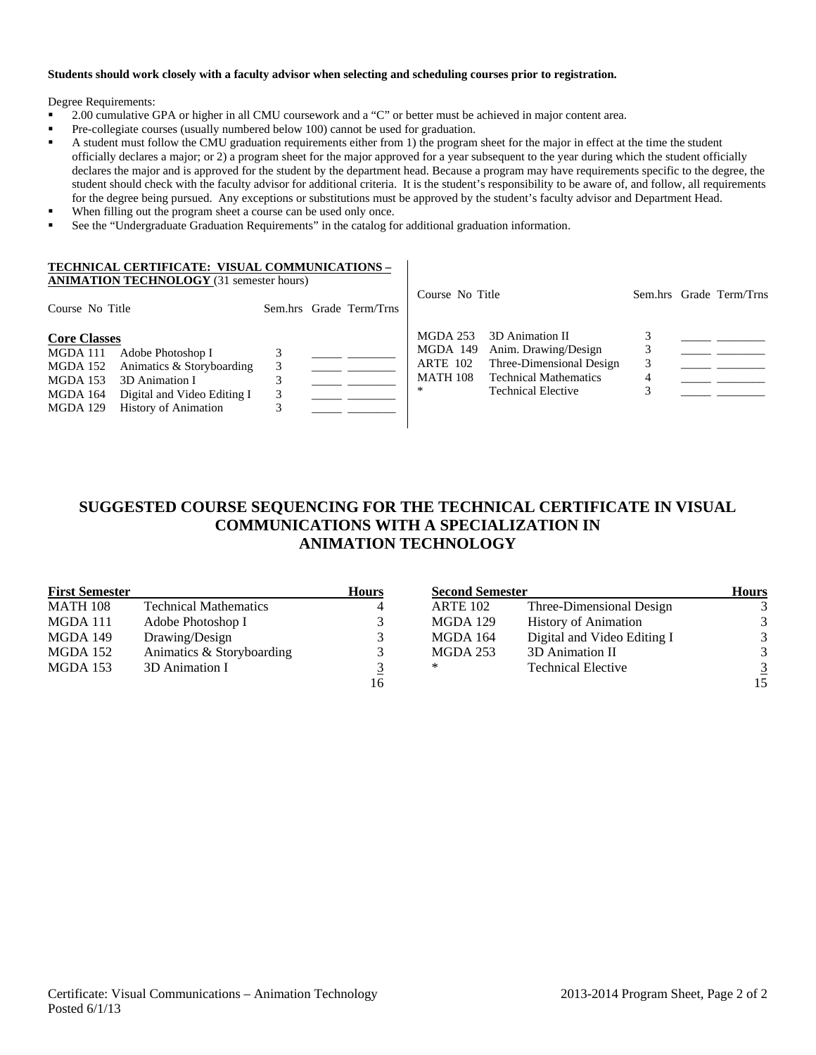**Students should work closely with a faculty advisor when selecting and scheduling courses prior to registration.**

Degree Requirements:

- 2.00 cumulative GPA or higher in all CMU coursework and a "C" or better must be achieved in major content area.
- Pre-collegiate courses (usually numbered below 100) cannot be used for graduation.
- A student must follow the CMU graduation requirements either from 1) the program sheet for the major in effect at the time the student officially declares a major; or 2) a program sheet for the major approved for a year subsequent to the year during which the student officially declares the major and is approved for the student by the department head. Because a program may have requirements specific to the degree, the student should check with the faculty advisor for additional criteria. It is the student's responsibility to be aware of, and follow, all requirements for the degree being pursued. Any exceptions or substitutions must be approved by the student's faculty advisor and Department Head.
- When filling out the program sheet a course can be used only once.
- See the "Undergraduate Graduation Requirements" in the catalog for additional graduation information.

**TECHNICAL CERTIFICATE: VISUAL COMMUNICATIONS – ANIMATION TECHNOLOGY** (31 semester hours)

| Course No | Title | Sem.hrs | Grade | Term/Trns |
|---|---|---|---|---|
| **Core Classes** | | | | |
| MGDA 111 | Adobe Photoshop I | 3 | _____ | ________ |
| MGDA 152 | Animatics & Storyboarding | 3 | _____ | ________ |
| MGDA 153 | 3D Animation I | 3 | _____ | ________ |
| MGDA 164 | Digital and Video Editing I | 3 | _____ | ________ |
| MGDA 129 | History of Animation | 3 | _____ | ________ |
| MGDA 253 | 3D Animation II | 3 | _____ | ________ |
| MGDA 149 | Anim. Drawing/Design | 3 | _____ | ________ |
| ARTE 102 | Three-Dimensional Design | 3 | _____ | ________ |
| MATH 108 | Technical Mathematics | 4 | _____ | ________ |
| * | Technical Elective | 3 | _____ | ________ |

## SUGGESTED COURSE SEQUENCING FOR THE TECHNICAL CERTIFICATE IN VISUAL COMMUNICATIONS WITH A SPECIALIZATION IN ANIMATION TECHNOLOGY

| First Semester | | Hours |
|---|---|---|
| MATH 108 | Technical Mathematics | 4 |
| MGDA 111 | Adobe Photoshop I | 3 |
| MGDA 149 | Drawing/Design | 3 |
| MGDA 152 | Animatics & Storyboarding | 3 |
| MGDA 153 | 3D Animation I | 3 |
| | | 16 |

| Second Semester | | Hours |
|---|---|---|
| ARTE 102 | Three-Dimensional Design | 3 |
| MGDA 129 | History of Animation | 3 |
| MGDA 164 | Digital and Video Editing I | 3 |
| MGDA 253 | 3D Animation II | 3 |
| * | Technical Elective | 3 |
| | | 15 |

Certificate: Visual Communications – Animation Technology
Posted 6/1/13